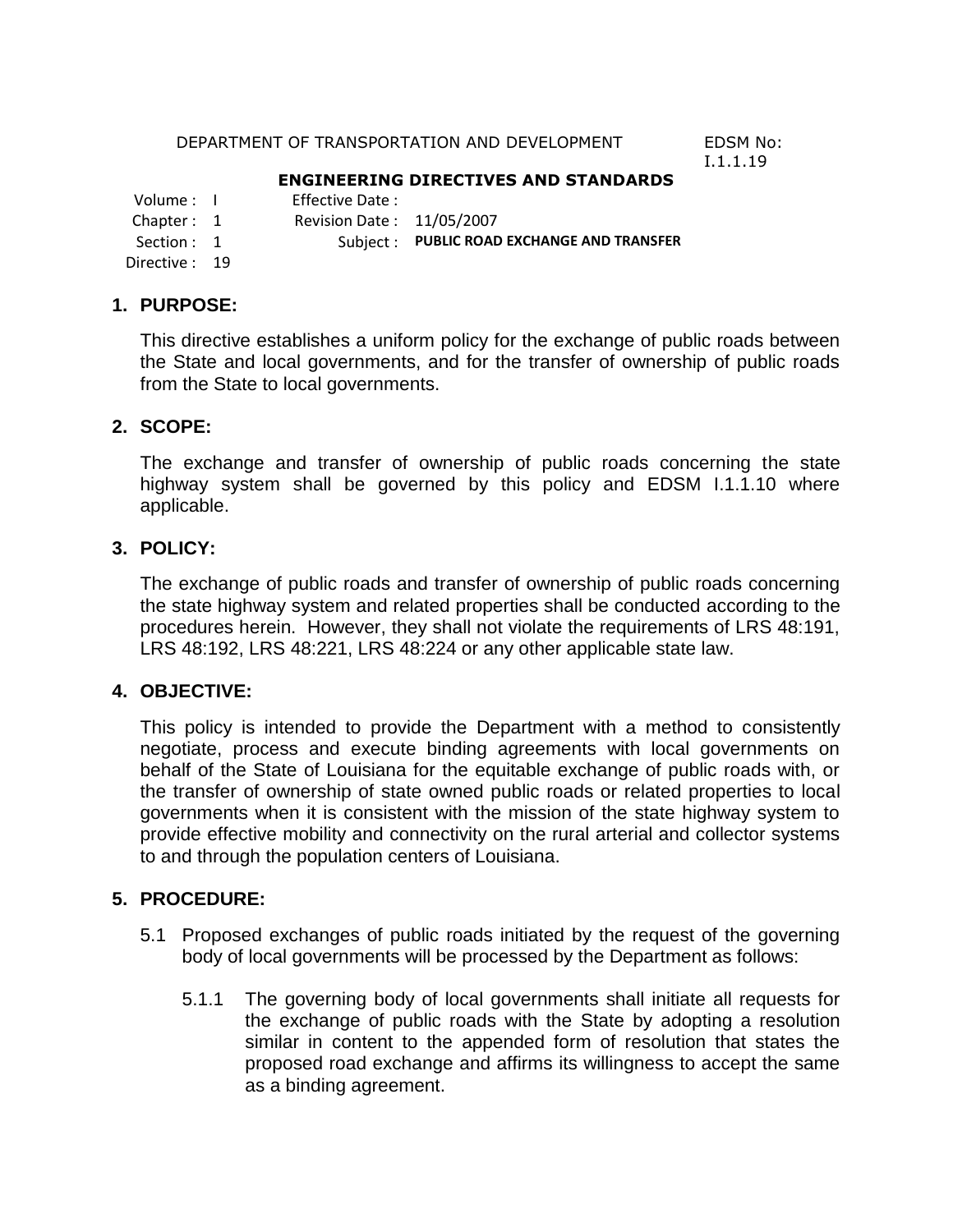DEPARTMENT OF TRANSPORTATION AND DEVELOPMENT — EDSM No: I.1.1.19

**ENGINEERING DIRECTIVES AND STANDARDS**

| | | | |
|---|---|---|---|
| Volume : | I | Effective Date : | |
| Chapter : | 1 | Revision Date : | 11/05/2007 |
| Section : | 1 | Subject : | **PUBLIC ROAD EXCHANGE AND TRANSFER** |
| Directive : | 19 | | |

## 1. PURPOSE:

This directive establishes a uniform policy for the exchange of public roads between the State and local governments, and for the transfer of ownership of public roads from the State to local governments.

## 2. SCOPE:

The exchange and transfer of ownership of public roads concerning the state highway system shall be governed by this policy and EDSM I.1.1.10 where applicable.

## 3. POLICY:

The exchange of public roads and transfer of ownership of public roads concerning the state highway system and related properties shall be conducted according to the procedures herein. However, they shall not violate the requirements of LRS 48:191, LRS 48:192, LRS 48:221, LRS 48:224 or any other applicable state law.

## 4. OBJECTIVE:

This policy is intended to provide the Department with a method to consistently negotiate, process and execute binding agreements with local governments on behalf of the State of Louisiana for the equitable exchange of public roads with, or the transfer of ownership of state owned public roads or related properties to local governments when it is consistent with the mission of the state highway system to provide effective mobility and connectivity on the rural arterial and collector systems to and through the population centers of Louisiana.

## 5. PROCEDURE:

5.1 Proposed exchanges of public roads initiated by the request of the governing body of local governments will be processed by the Department as follows:

5.1.1 The governing body of local governments shall initiate all requests for the exchange of public roads with the State by adopting a resolution similar in content to the appended form of resolution that states the proposed road exchange and affirms its willingness to accept the same as a binding agreement.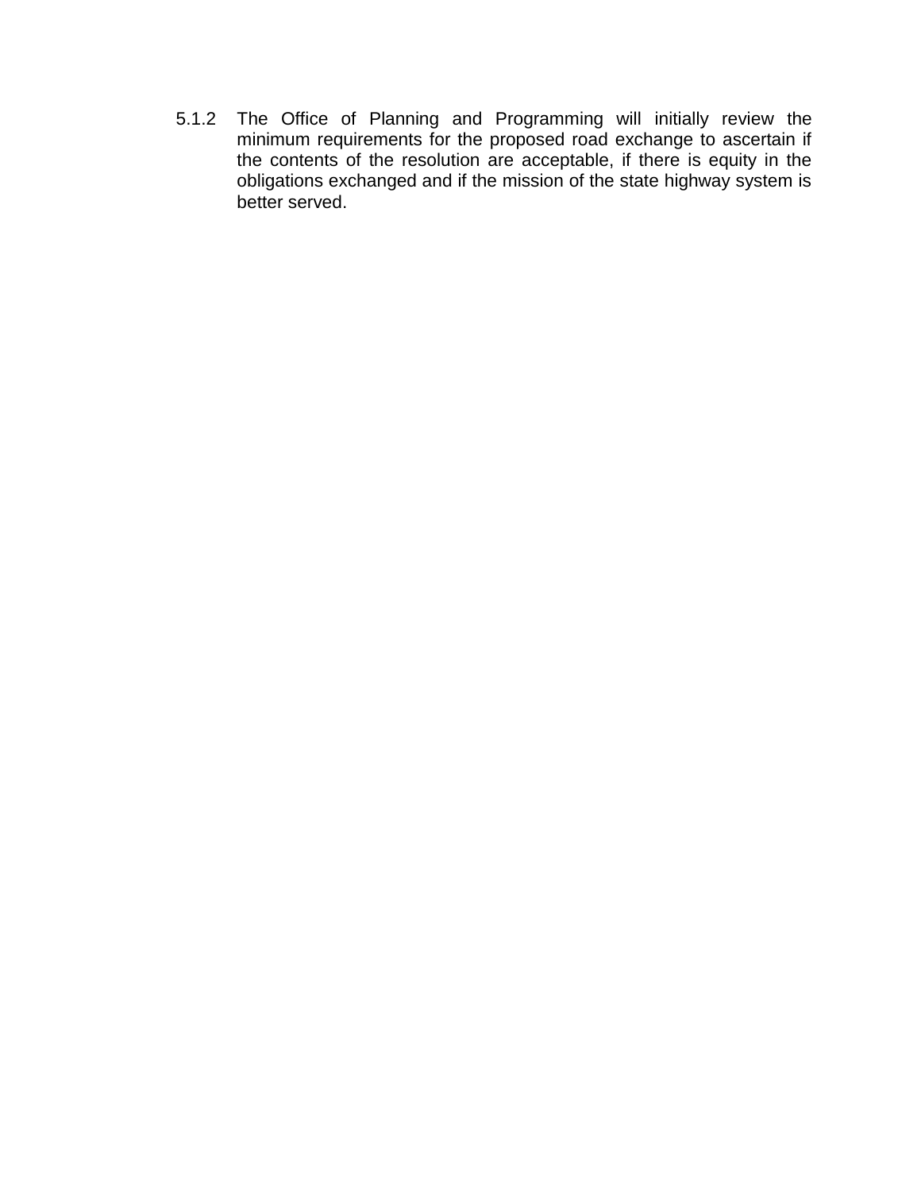5.1.2 The Office of Planning and Programming will initially review the minimum requirements for the proposed road exchange to ascertain if the contents of the resolution are acceptable, if there is equity in the obligations exchanged and if the mission of the state highway system is better served.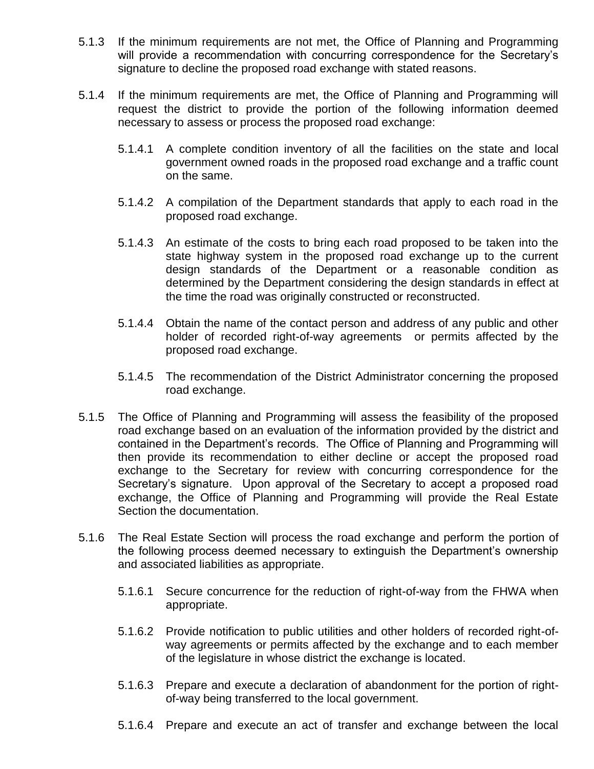5.1.3 If the minimum requirements are not met, the Office of Planning and Programming will provide a recommendation with concurring correspondence for the Secretary's signature to decline the proposed road exchange with stated reasons.

5.1.4 If the minimum requirements are met, the Office of Planning and Programming will request the district to provide the portion of the following information deemed necessary to assess or process the proposed road exchange:

5.1.4.1 A complete condition inventory of all the facilities on the state and local government owned roads in the proposed road exchange and a traffic count on the same.

5.1.4.2 A compilation of the Department standards that apply to each road in the proposed road exchange.

5.1.4.3 An estimate of the costs to bring each road proposed to be taken into the state highway system in the proposed road exchange up to the current design standards of the Department or a reasonable condition as determined by the Department considering the design standards in effect at the time the road was originally constructed or reconstructed.

5.1.4.4 Obtain the name of the contact person and address of any public and other holder of recorded right-of-way agreements or permits affected by the proposed road exchange.

5.1.4.5 The recommendation of the District Administrator concerning the proposed road exchange.

5.1.5 The Office of Planning and Programming will assess the feasibility of the proposed road exchange based on an evaluation of the information provided by the district and contained in the Department's records. The Office of Planning and Programming will then provide its recommendation to either decline or accept the proposed road exchange to the Secretary for review with concurring correspondence for the Secretary's signature. Upon approval of the Secretary to accept a proposed road exchange, the Office of Planning and Programming will provide the Real Estate Section the documentation.

5.1.6 The Real Estate Section will process the road exchange and perform the portion of the following process deemed necessary to extinguish the Department's ownership and associated liabilities as appropriate.

5.1.6.1 Secure concurrence for the reduction of right-of-way from the FHWA when appropriate.

5.1.6.2 Provide notification to public utilities and other holders of recorded right-of-way agreements or permits affected by the exchange and to each member of the legislature in whose district the exchange is located.

5.1.6.3 Prepare and execute a declaration of abandonment for the portion of right-of-way being transferred to the local government.

5.1.6.4 Prepare and execute an act of transfer and exchange between the local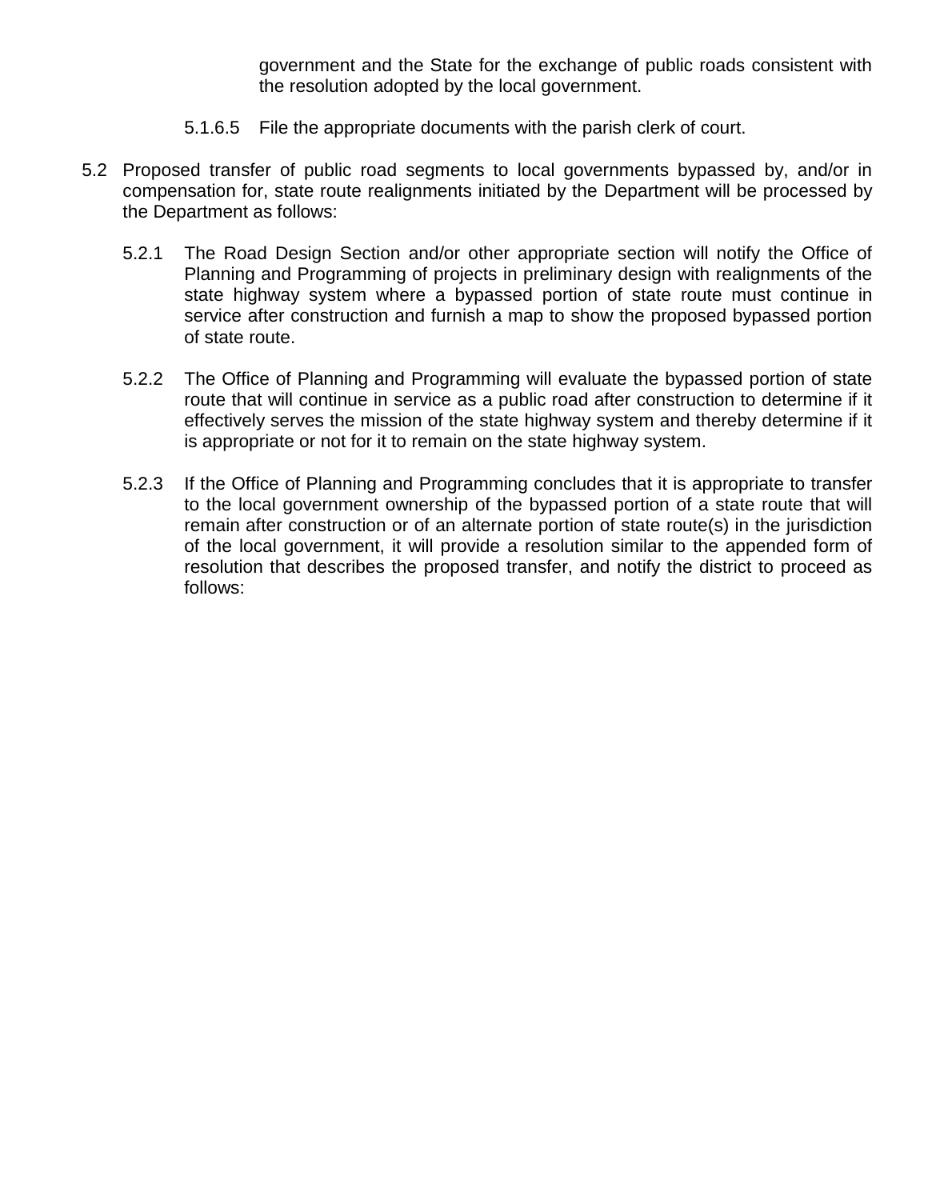government and the State for the exchange of public roads consistent with the resolution adopted by the local government.

5.1.6.5 File the appropriate documents with the parish clerk of court.

5.2 Proposed transfer of public road segments to local governments bypassed by, and/or in compensation for, state route realignments initiated by the Department will be processed by the Department as follows:

5.2.1 The Road Design Section and/or other appropriate section will notify the Office of Planning and Programming of projects in preliminary design with realignments of the state highway system where a bypassed portion of state route must continue in service after construction and furnish a map to show the proposed bypassed portion of state route.

5.2.2 The Office of Planning and Programming will evaluate the bypassed portion of state route that will continue in service as a public road after construction to determine if it effectively serves the mission of the state highway system and thereby determine if it is appropriate or not for it to remain on the state highway system.

5.2.3 If the Office of Planning and Programming concludes that it is appropriate to transfer to the local government ownership of the bypassed portion of a state route that will remain after construction or of an alternate portion of state route(s) in the jurisdiction of the local government, it will provide a resolution similar to the appended form of resolution that describes the proposed transfer, and notify the district to proceed as follows: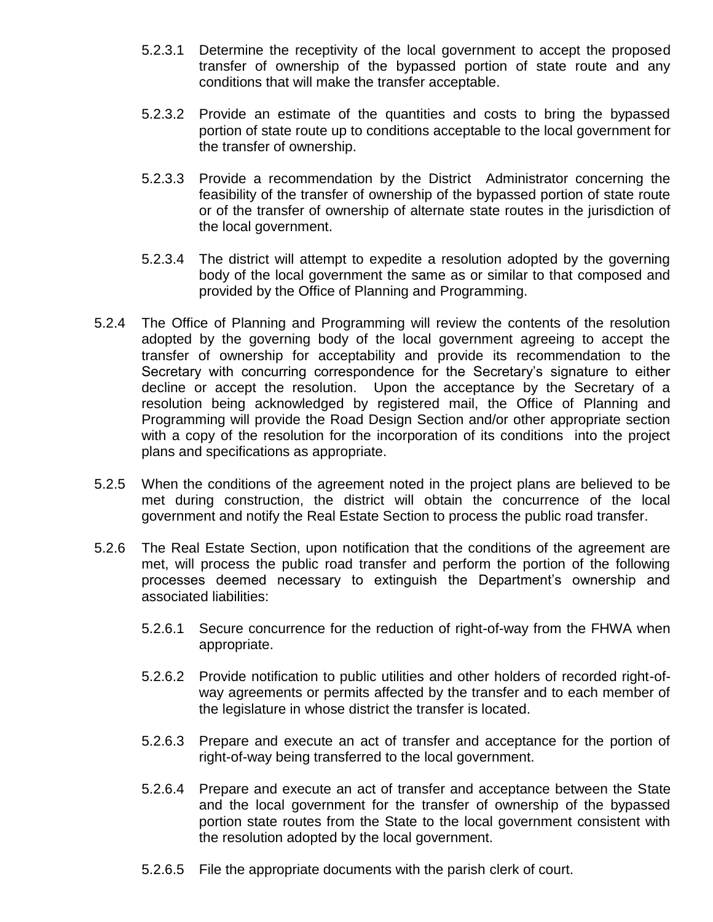5.2.3.1 Determine the receptivity of the local government to accept the proposed transfer of ownership of the bypassed portion of state route and any conditions that will make the transfer acceptable.

5.2.3.2 Provide an estimate of the quantities and costs to bring the bypassed portion of state route up to conditions acceptable to the local government for the transfer of ownership.

5.2.3.3 Provide a recommendation by the District Administrator concerning the feasibility of the transfer of ownership of the bypassed portion of state route or of the transfer of ownership of alternate state routes in the jurisdiction of the local government.

5.2.3.4 The district will attempt to expedite a resolution adopted by the governing body of the local government the same as or similar to that composed and provided by the Office of Planning and Programming.

5.2.4 The Office of Planning and Programming will review the contents of the resolution adopted by the governing body of the local government agreeing to accept the transfer of ownership for acceptability and provide its recommendation to the Secretary with concurring correspondence for the Secretary's signature to either decline or accept the resolution. Upon the acceptance by the Secretary of a resolution being acknowledged by registered mail, the Office of Planning and Programming will provide the Road Design Section and/or other appropriate section with a copy of the resolution for the incorporation of its conditions into the project plans and specifications as appropriate.

5.2.5 When the conditions of the agreement noted in the project plans are believed to be met during construction, the district will obtain the concurrence of the local government and notify the Real Estate Section to process the public road transfer.

5.2.6 The Real Estate Section, upon notification that the conditions of the agreement are met, will process the public road transfer and perform the portion of the following processes deemed necessary to extinguish the Department's ownership and associated liabilities:

5.2.6.1 Secure concurrence for the reduction of right-of-way from the FHWA when appropriate.

5.2.6.2 Provide notification to public utilities and other holders of recorded right-of-way agreements or permits affected by the transfer and to each member of the legislature in whose district the transfer is located.

5.2.6.3 Prepare and execute an act of transfer and acceptance for the portion of right-of-way being transferred to the local government.

5.2.6.4 Prepare and execute an act of transfer and acceptance between the State and the local government for the transfer of ownership of the bypassed portion state routes from the State to the local government consistent with the resolution adopted by the local government.

5.2.6.5 File the appropriate documents with the parish clerk of court.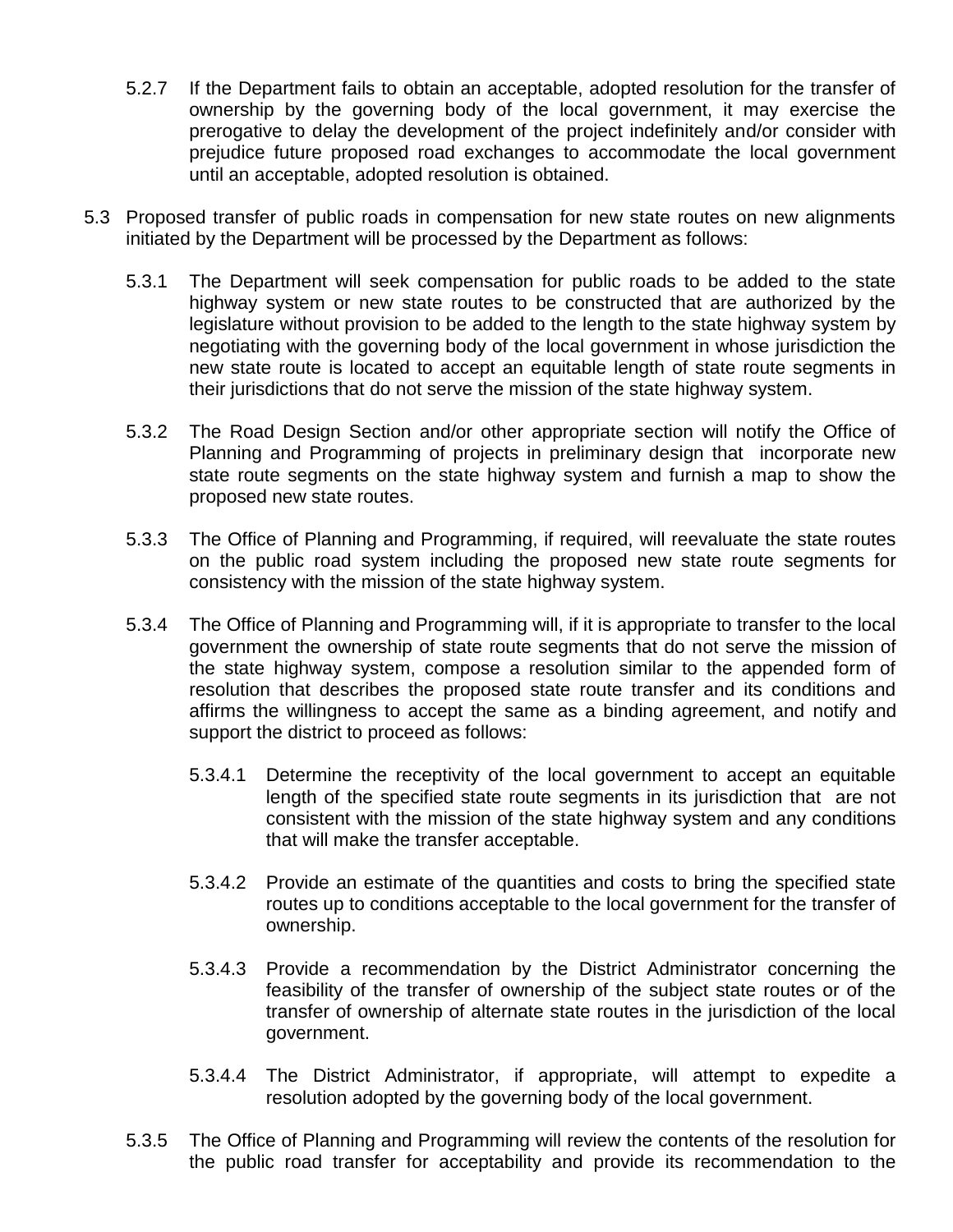5.2.7 If the Department fails to obtain an acceptable, adopted resolution for the transfer of ownership by the governing body of the local government, it may exercise the prerogative to delay the development of the project indefinitely and/or consider with prejudice future proposed road exchanges to accommodate the local government until an acceptable, adopted resolution is obtained.

5.3 Proposed transfer of public roads in compensation for new state routes on new alignments initiated by the Department will be processed by the Department as follows:

5.3.1 The Department will seek compensation for public roads to be added to the state highway system or new state routes to be constructed that are authorized by the legislature without provision to be added to the length to the state highway system by negotiating with the governing body of the local government in whose jurisdiction the new state route is located to accept an equitable length of state route segments in their jurisdictions that do not serve the mission of the state highway system.

5.3.2 The Road Design Section and/or other appropriate section will notify the Office of Planning and Programming of projects in preliminary design that incorporate new state route segments on the state highway system and furnish a map to show the proposed new state routes.

5.3.3 The Office of Planning and Programming, if required, will reevaluate the state routes on the public road system including the proposed new state route segments for consistency with the mission of the state highway system.

5.3.4 The Office of Planning and Programming will, if it is appropriate to transfer to the local government the ownership of state route segments that do not serve the mission of the state highway system, compose a resolution similar to the appended form of resolution that describes the proposed state route transfer and its conditions and affirms the willingness to accept the same as a binding agreement, and notify and support the district to proceed as follows:

5.3.4.1 Determine the receptivity of the local government to accept an equitable length of the specified state route segments in its jurisdiction that are not consistent with the mission of the state highway system and any conditions that will make the transfer acceptable.

5.3.4.2 Provide an estimate of the quantities and costs to bring the specified state routes up to conditions acceptable to the local government for the transfer of ownership.

5.3.4.3 Provide a recommendation by the District Administrator concerning the feasibility of the transfer of ownership of the subject state routes or of the transfer of ownership of alternate state routes in the jurisdiction of the local government.

5.3.4.4 The District Administrator, if appropriate, will attempt to expedite a resolution adopted by the governing body of the local government.

5.3.5 The Office of Planning and Programming will review the contents of the resolution for the public road transfer for acceptability and provide its recommendation to the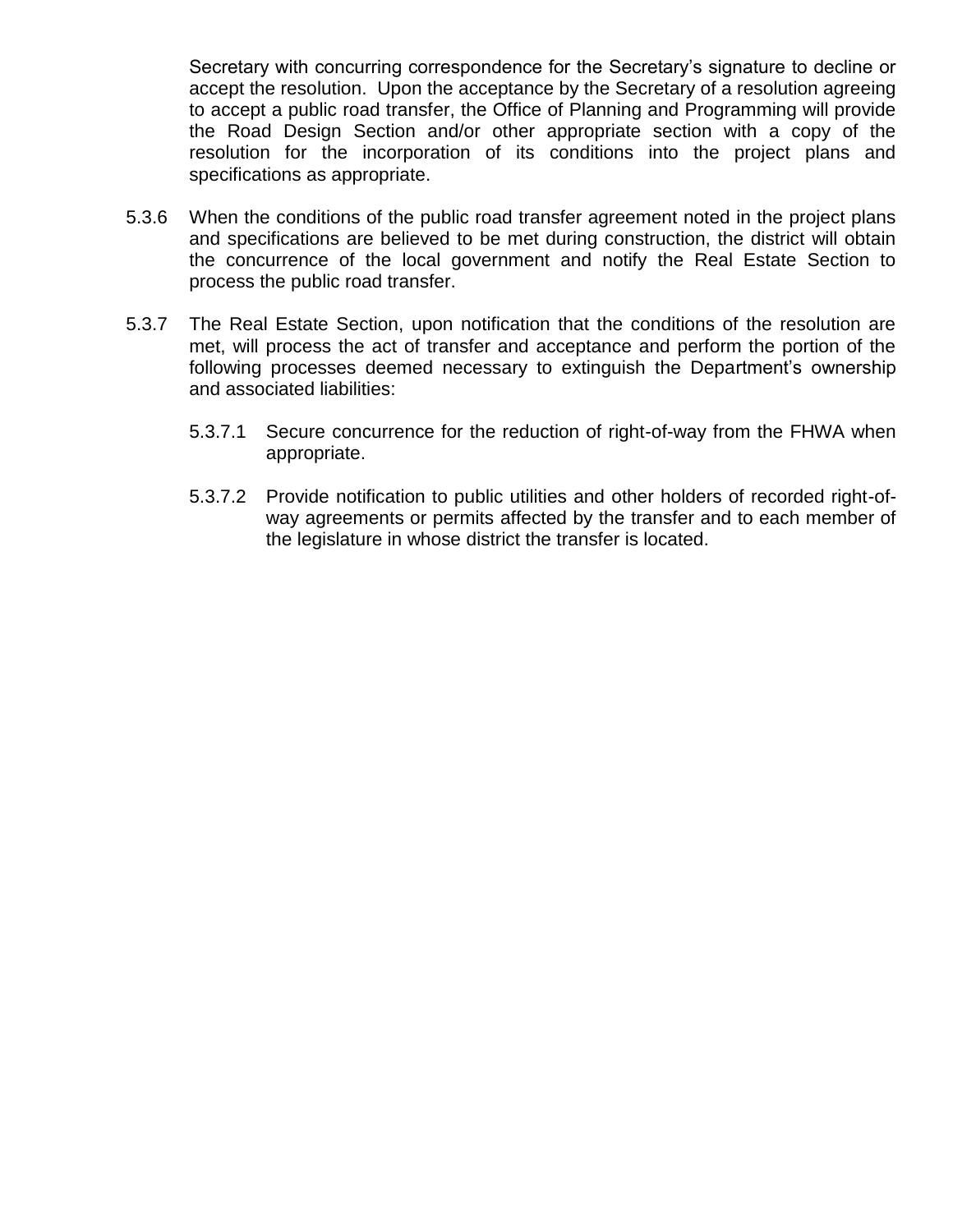Secretary with concurring correspondence for the Secretary's signature to decline or accept the resolution. Upon the acceptance by the Secretary of a resolution agreeing to accept a public road transfer, the Office of Planning and Programming will provide the Road Design Section and/or other appropriate section with a copy of the resolution for the incorporation of its conditions into the project plans and specifications as appropriate.

5.3.6 When the conditions of the public road transfer agreement noted in the project plans and specifications are believed to be met during construction, the district will obtain the concurrence of the local government and notify the Real Estate Section to process the public road transfer.

5.3.7 The Real Estate Section, upon notification that the conditions of the resolution are met, will process the act of transfer and acceptance and perform the portion of the following processes deemed necessary to extinguish the Department's ownership and associated liabilities:

5.3.7.1 Secure concurrence for the reduction of right-of-way from the FHWA when appropriate.

5.3.7.2 Provide notification to public utilities and other holders of recorded right-of-way agreements or permits affected by the transfer and to each member of the legislature in whose district the transfer is located.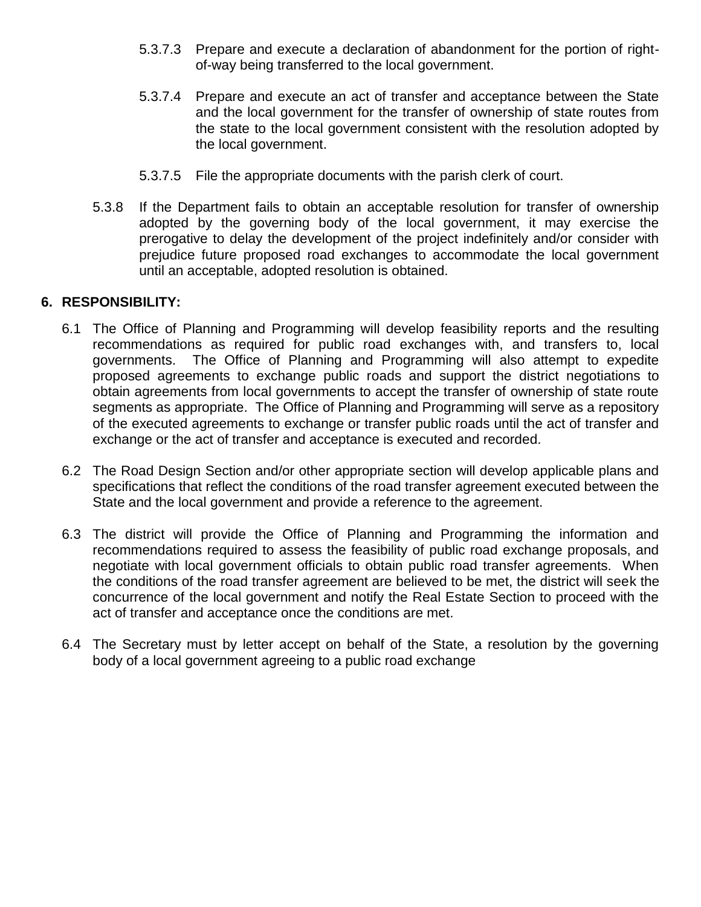5.3.7.3 Prepare and execute a declaration of abandonment for the portion of right-of-way being transferred to the local government.

5.3.7.4 Prepare and execute an act of transfer and acceptance between the State and the local government for the transfer of ownership of state routes from the state to the local government consistent with the resolution adopted by the local government.

5.3.7.5 File the appropriate documents with the parish clerk of court.

5.3.8 If the Department fails to obtain an acceptable resolution for transfer of ownership adopted by the governing body of the local government, it may exercise the prerogative to delay the development of the project indefinitely and/or consider with prejudice future proposed road exchanges to accommodate the local government until an acceptable, adopted resolution is obtained.

## 6. RESPONSIBILITY:

6.1 The Office of Planning and Programming will develop feasibility reports and the resulting recommendations as required for public road exchanges with, and transfers to, local governments. The Office of Planning and Programming will also attempt to expedite proposed agreements to exchange public roads and support the district negotiations to obtain agreements from local governments to accept the transfer of ownership of state route segments as appropriate. The Office of Planning and Programming will serve as a repository of the executed agreements to exchange or transfer public roads until the act of transfer and exchange or the act of transfer and acceptance is executed and recorded.

6.2 The Road Design Section and/or other appropriate section will develop applicable plans and specifications that reflect the conditions of the road transfer agreement executed between the State and the local government and provide a reference to the agreement.

6.3 The district will provide the Office of Planning and Programming the information and recommendations required to assess the feasibility of public road exchange proposals, and negotiate with local government officials to obtain public road transfer agreements. When the conditions of the road transfer agreement are believed to be met, the district will seek the concurrence of the local government and notify the Real Estate Section to proceed with the act of transfer and acceptance once the conditions are met.

6.4 The Secretary must by letter accept on behalf of the State, a resolution by the governing body of a local government agreeing to a public road exchange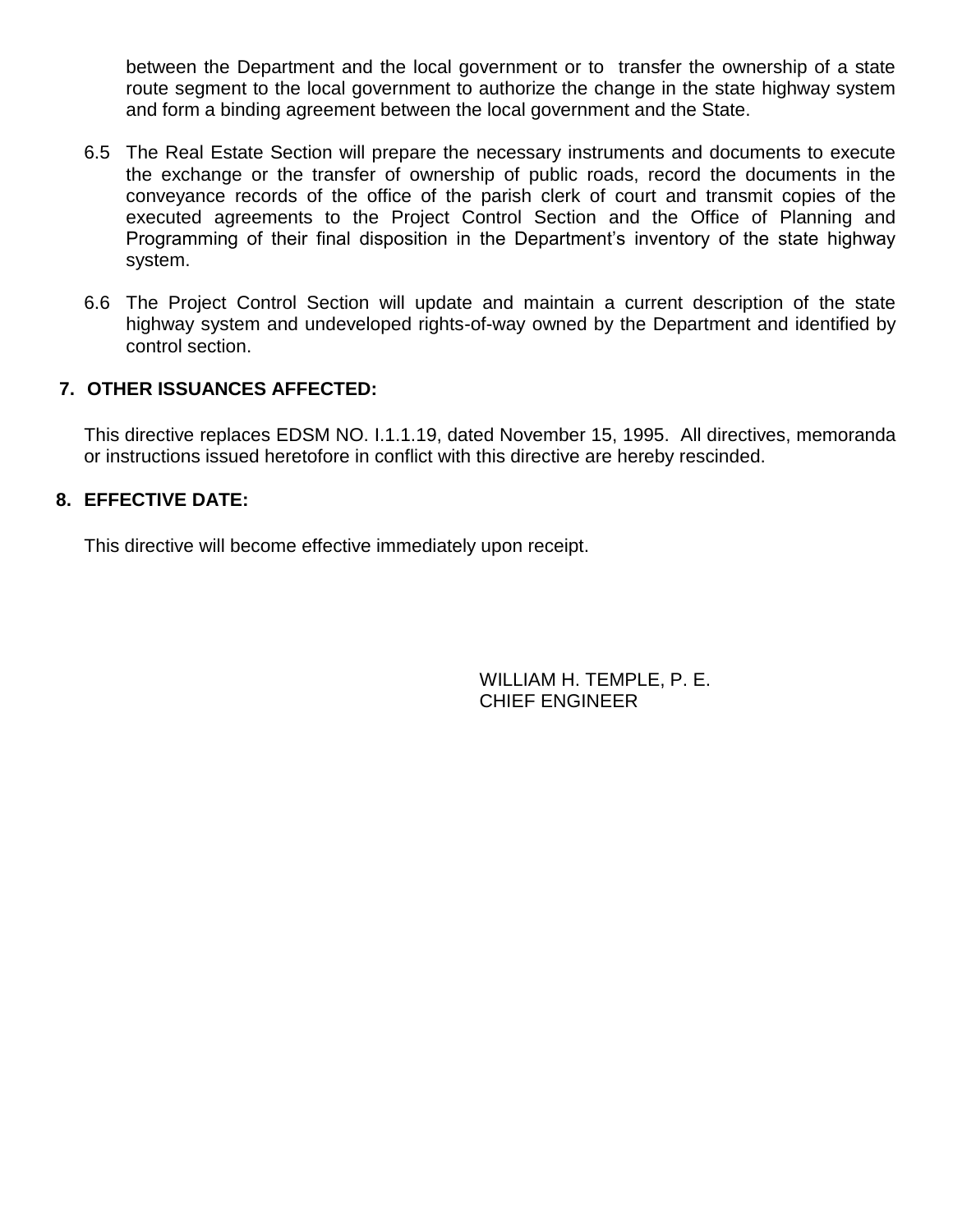between the Department and the local government or to transfer the ownership of a state route segment to the local government to authorize the change in the state highway system and form a binding agreement between the local government and the State.

6.5 The Real Estate Section will prepare the necessary instruments and documents to execute the exchange or the transfer of ownership of public roads, record the documents in the conveyance records of the office of the parish clerk of court and transmit copies of the executed agreements to the Project Control Section and the Office of Planning and Programming of their final disposition in the Department's inventory of the state highway system.

6.6 The Project Control Section will update and maintain a current description of the state highway system and undeveloped rights-of-way owned by the Department and identified by control section.

## 7. OTHER ISSUANCES AFFECTED:

This directive replaces EDSM NO. I.1.1.19, dated November 15, 1995. All directives, memoranda or instructions issued heretofore in conflict with this directive are hereby rescinded.

## 8. EFFECTIVE DATE:

This directive will become effective immediately upon receipt.

WILLIAM H. TEMPLE, P. E.
CHIEF ENGINEER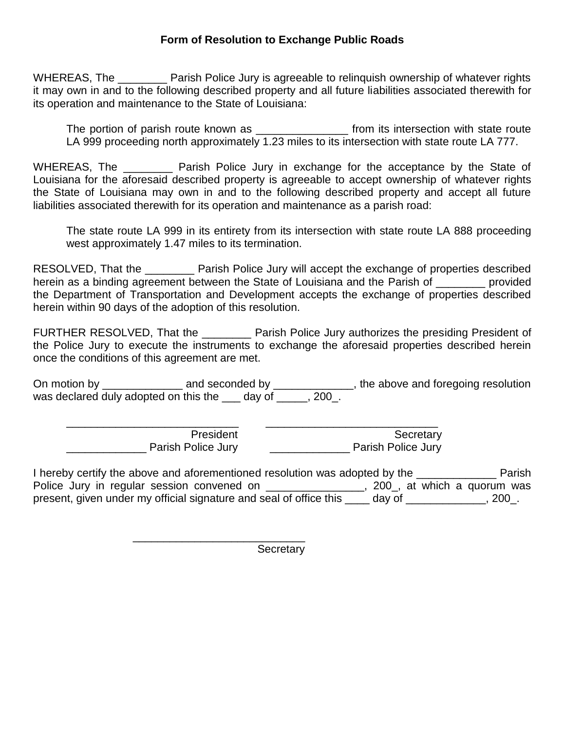**Form of Resolution to Exchange Public Roads**

WHEREAS, The ________ Parish Police Jury is agreeable to relinquish ownership of whatever rights it may own in and to the following described property and all future liabilities associated therewith for its operation and maintenance to the State of Louisiana:

> The portion of parish route known as _______________ from its intersection with state route LA 999 proceeding north approximately 1.23 miles to its intersection with state route LA 777.

WHEREAS, The ________ Parish Police Jury in exchange for the acceptance by the State of Louisiana for the aforesaid described property is agreeable to accept ownership of whatever rights the State of Louisiana may own in and to the following described property and accept all future liabilities associated therewith for its operation and maintenance as a parish road:

> The state route LA 999 in its entirety from its intersection with state route LA 888 proceeding west approximately 1.47 miles to its termination.

RESOLVED, That the ________ Parish Police Jury will accept the exchange of properties described herein as a binding agreement between the State of Louisiana and the Parish of ________ provided the Department of Transportation and Development accepts the exchange of properties described herein within 90 days of the adoption of this resolution.

FURTHER RESOLVED, That the ________ Parish Police Jury authorizes the presiding President of the Police Jury to execute the instruments to exchange the aforesaid properties described herein once the conditions of this agreement are met.

On motion by _____________ and seconded by _____________, the above and foregoing resolution was declared duly adopted on this the ___ day of _____, 200_.

_____________________________
President
_____________ Parish Police Jury

_____________________________
Secretary
_____________ Parish Police Jury

I hereby certify the above and aforementioned resolution was adopted by the _____________ Parish Police Jury in regular session convened on ________________, 200_, at which a quorum was present, given under my official signature and seal of office this ____ day of _____________, 200_.

_____________________________
Secretary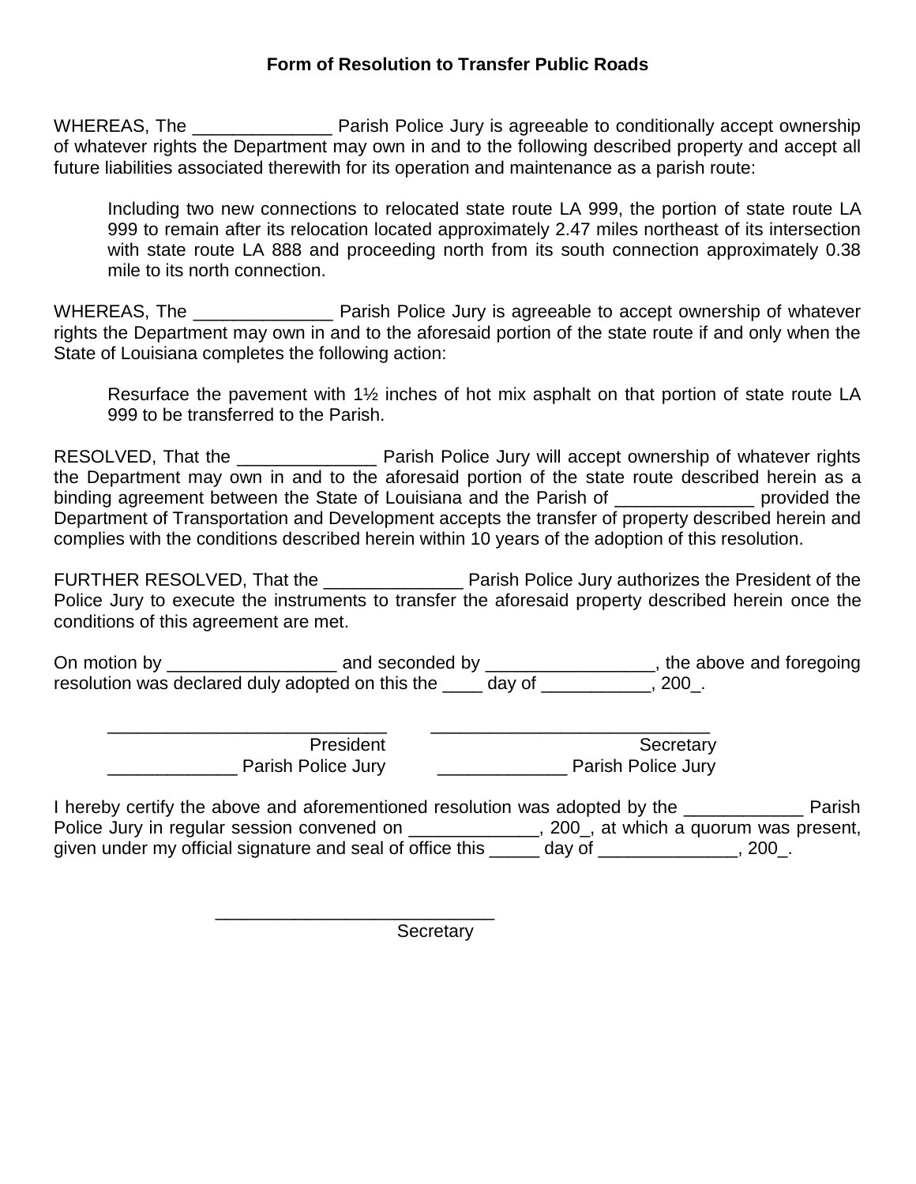**Form of Resolution to Transfer Public Roads**

WHEREAS, The ______________ Parish Police Jury is agreeable to conditionally accept ownership of whatever rights the Department may own in and to the following described property and accept all future liabilities associated therewith for its operation and maintenance as a parish route:

> Including two new connections to relocated state route LA 999, the portion of state route LA 999 to remain after its relocation located approximately 2.47 miles northeast of its intersection with state route LA 888 and proceeding north from its south connection approximately 0.38 mile to its north connection.

WHEREAS, The ______________ Parish Police Jury is agreeable to accept ownership of whatever rights the Department may own in and to the aforesaid portion of the state route if and only when the State of Louisiana completes the following action:

> Resurface the pavement with 1½ inches of hot mix asphalt on that portion of state route LA 999 to be transferred to the Parish.

RESOLVED, That the ______________ Parish Police Jury will accept ownership of whatever rights the Department may own in and to the aforesaid portion of the state route described herein as a binding agreement between the State of Louisiana and the Parish of ______________ provided the Department of Transportation and Development accepts the transfer of property described herein and complies with the conditions described herein within 10 years of the adoption of this resolution.

FURTHER RESOLVED, That the ______________ Parish Police Jury authorizes the President of the Police Jury to execute the instruments to transfer the aforesaid property described herein once the conditions of this agreement are met.

On motion by _________________ and seconded by _________________, the above and foregoing resolution was declared duly adopted on this the ____ day of ___________, 200_.

_____________________________
President
_____________ Parish Police Jury

_____________________________
Secretary
_____________ Parish Police Jury

I hereby certify the above and aforementioned resolution was adopted by the ____________ Parish Police Jury in regular session convened on _____________, 200_, at which a quorum was present, given under my official signature and seal of office this _____ day of ______________, 200_.

____________________________
Secretary